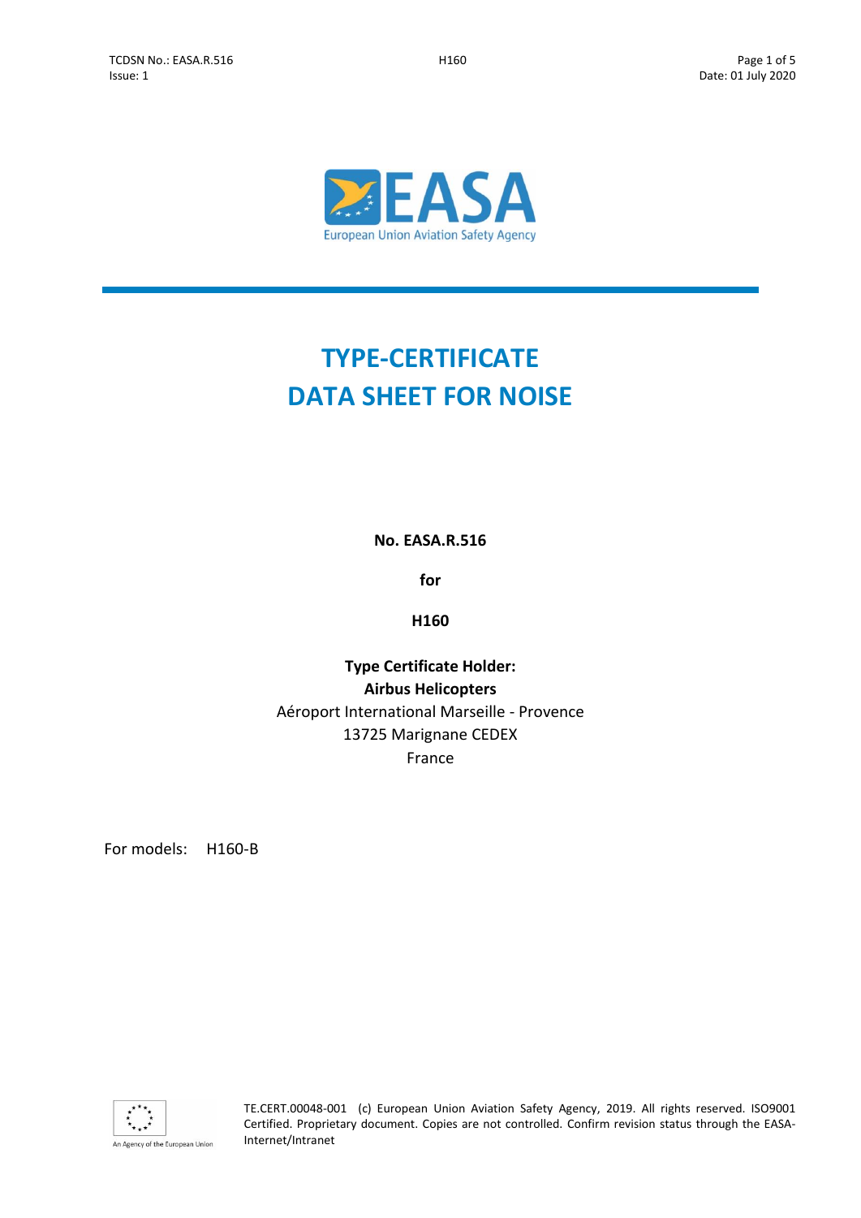# TYPE-CERTIFICATE DATA SHEET FOR NOISE

**No. EASA.R.516**

**for**

**H160**

**Type Certificate Holder:**
**Airbus Helicopters**
Aéroport International Marseille - Provence
13725 Marignane CEDEX
France

For models: H160-B

TE.CERT.00048-001 (c) European Union Aviation Safety Agency, 2019. All rights reserved. ISO9001 Certified. Proprietary document. Copies are not controlled. Confirm revision status through the EASA-Internet/Intranet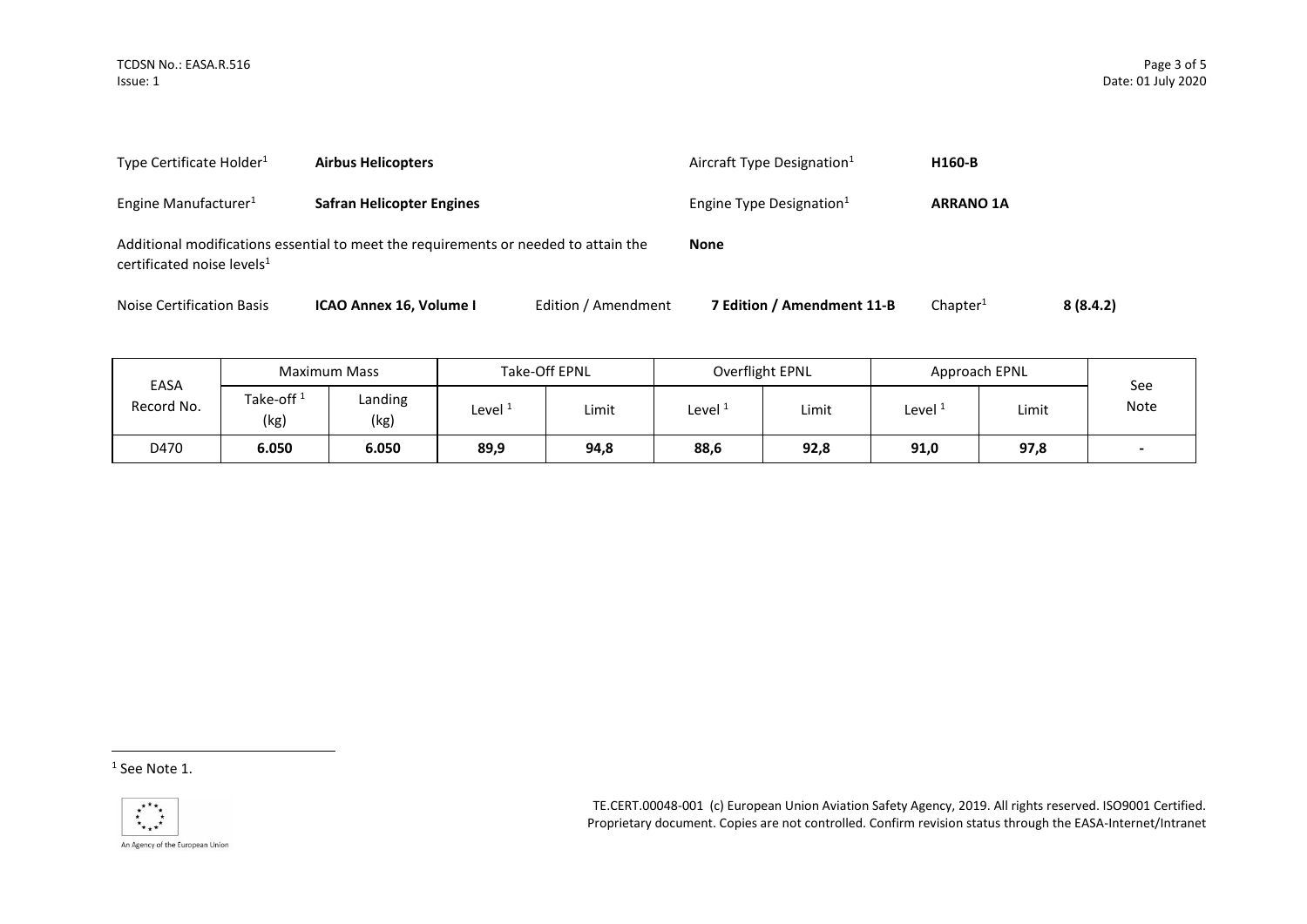Type Certificate Holder[1] **Airbus Helicopters** Aircraft Type Designation[1] **H160-B**

Engine Manufacturer[1] **Safran Helicopter Engines** Engine Type Designation[1] **ARRANO 1A**

Additional modifications essential to meet the requirements or needed to attain the certificated noise levels[1] **None**

Noise Certification Basis **ICAO Annex 16, Volume I** Edition / Amendment **7 Edition / Amendment 11-B** Chapter[1] **8 (8.4.2)**

| EASA Record No. | Maximum Mass | | Take-Off EPNL | | Overflight EPNL | | Approach EPNL | | See Note |
|---|---|---|---|---|---|---|---|---|---|
| | Take-off [1] (kg) | Landing (kg) | Level [1] | Limit | Level [1] | Limit | Level [1] | Limit | |
| D470 | **6.050** | **6.050** | **89,9** | **94,8** | **88,6** | **92,8** | **91,0** | **97,8** | **-** |

[1] See Note 1.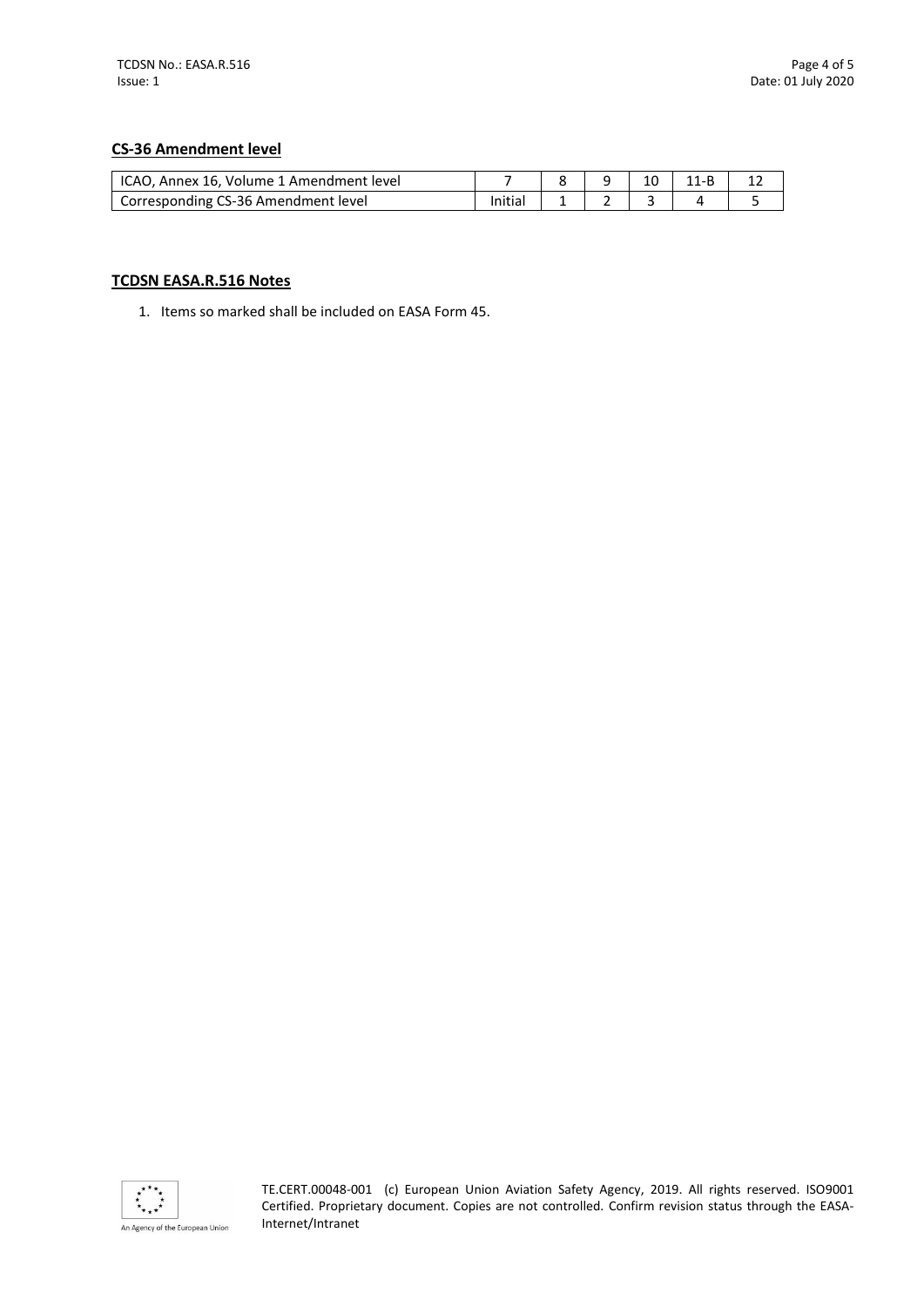## CS-36 Amendment level

| ICAO, Annex 16, Volume 1 Amendment level | 7 | 8 | 9 | 10 | 11-B | 12 |
|---|---|---|---|---|---|---|
| Corresponding CS-36 Amendment level | Initial | 1 | 2 | 3 | 4 | 5 |

## TCDSN EASA.R.516 Notes

1. Items so marked shall be included on EASA Form 45.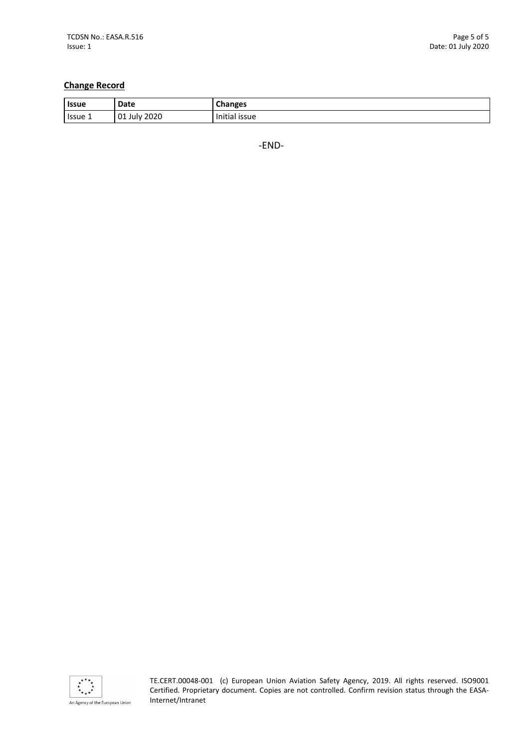## Change Record

| Issue | Date | Changes |
| --- | --- | --- |
| Issue 1 | 01 July 2020 | Initial issue |

-END-